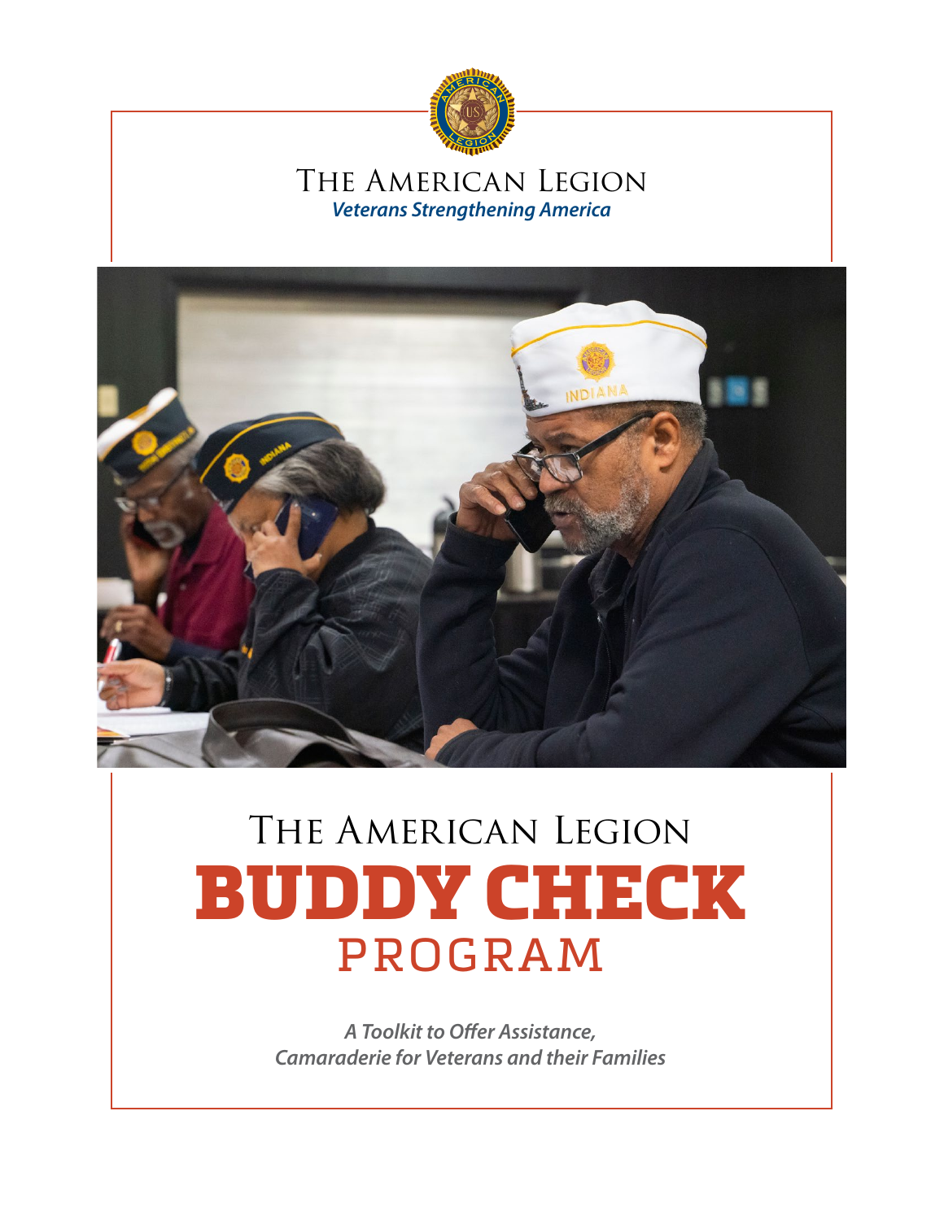THE AMERICAN LEGION

*Veterans Strengthening America*

# THE AMERICAN LEGION
# BUDDY CHECK
## PROGRAM

***A Toolkit to Offer Assistance, Camaraderie for Veterans and their Families***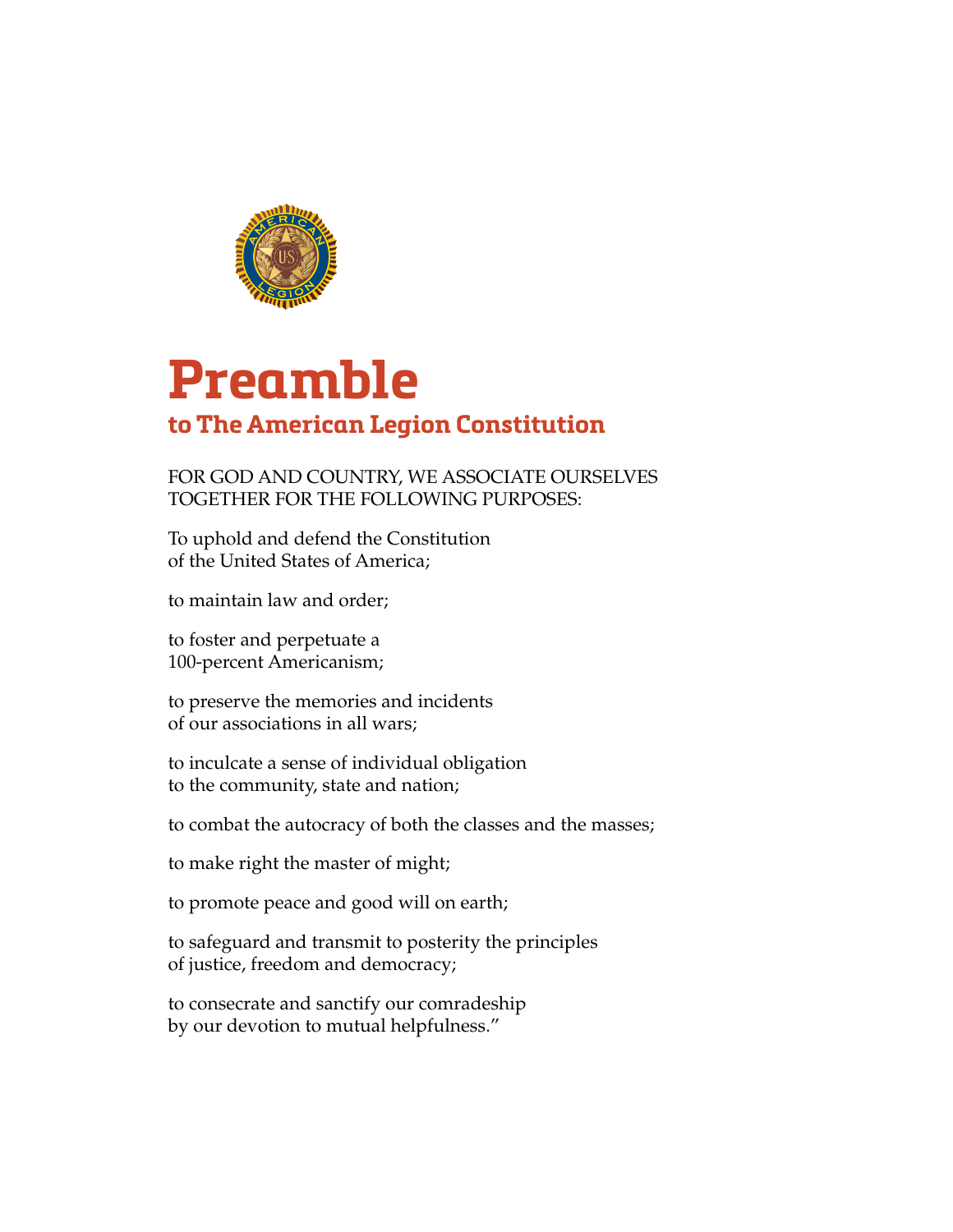# Preamble

## to The American Legion Constitution

FOR GOD AND COUNTRY, WE ASSOCIATE OURSELVES TOGETHER FOR THE FOLLOWING PURPOSES:

To uphold and defend the Constitution of the United States of America;

to maintain law and order;

to foster and perpetuate a 100-percent Americanism;

to preserve the memories and incidents of our associations in all wars;

to inculcate a sense of individual obligation to the community, state and nation;

to combat the autocracy of both the classes and the masses;

to make right the master of might;

to promote peace and good will on earth;

to safeguard and transmit to posterity the principles of justice, freedom and democracy;

to consecrate and sanctify our comradeship by our devotion to mutual helpfulness."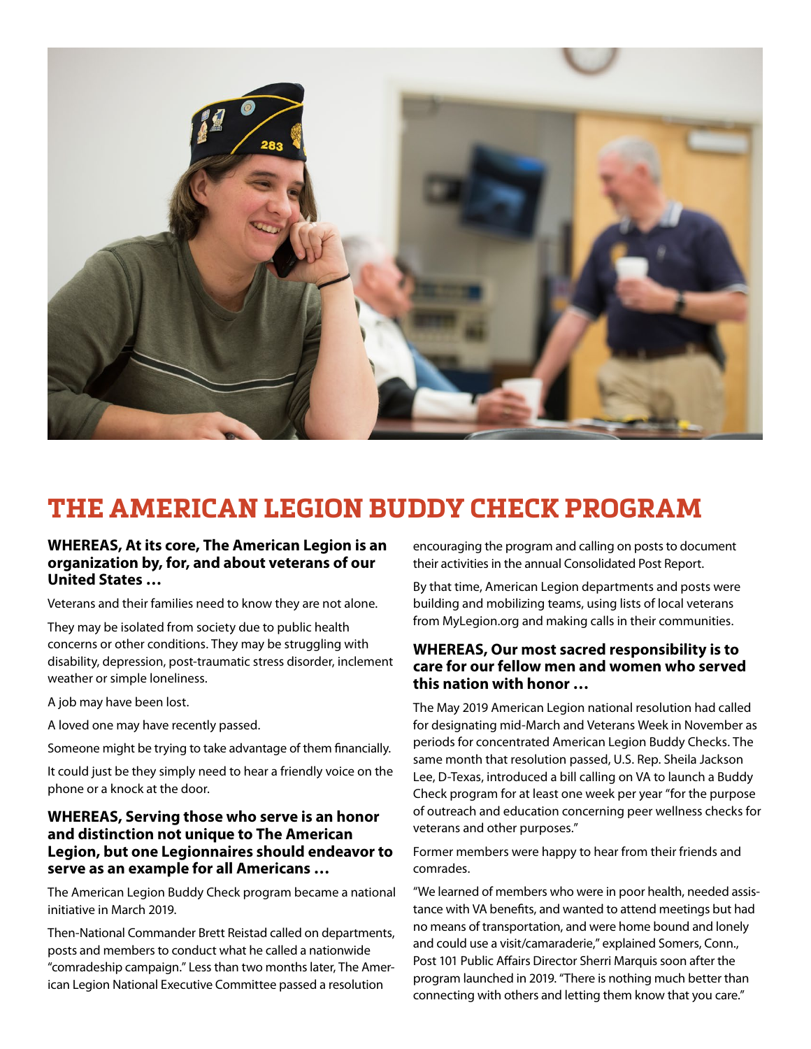# THE AMERICAN LEGION BUDDY CHECK PROGRAM

**WHEREAS, At its core, The American Legion is an organization by, for, and about veterans of our United States …**

Veterans and their families need to know they are not alone.

They may be isolated from society due to public health concerns or other conditions. They may be struggling with disability, depression, post-traumatic stress disorder, inclement weather or simple loneliness.

A job may have been lost.

A loved one may have recently passed.

Someone might be trying to take advantage of them financially.

It could just be they simply need to hear a friendly voice on the phone or a knock at the door.

**WHEREAS, Serving those who serve is an honor and distinction not unique to The American Legion, but one Legionnaires should endeavor to serve as an example for all Americans …**

The American Legion Buddy Check program became a national initiative in March 2019.

Then-National Commander Brett Reistad called on departments, posts and members to conduct what he called a nationwide "comradeship campaign." Less than two months later, The American Legion National Executive Committee passed a resolution encouraging the program and calling on posts to document their activities in the annual Consolidated Post Report.

By that time, American Legion departments and posts were building and mobilizing teams, using lists of local veterans from MyLegion.org and making calls in their communities.

**WHEREAS, Our most sacred responsibility is to care for our fellow men and women who served this nation with honor …**

The May 2019 American Legion national resolution had called for designating mid-March and Veterans Week in November as periods for concentrated American Legion Buddy Checks. The same month that resolution passed, U.S. Rep. Sheila Jackson Lee, D-Texas, introduced a bill calling on VA to launch a Buddy Check program for at least one week per year "for the purpose of outreach and education concerning peer wellness checks for veterans and other purposes."

Former members were happy to hear from their friends and comrades.

"We learned of members who were in poor health, needed assistance with VA benefits, and wanted to attend meetings but had no means of transportation, and were home bound and lonely and could use a visit/camaraderie," explained Somers, Conn., Post 101 Public Affairs Director Sherri Marquis soon after the program launched in 2019. "There is nothing much better than connecting with others and letting them know that you care."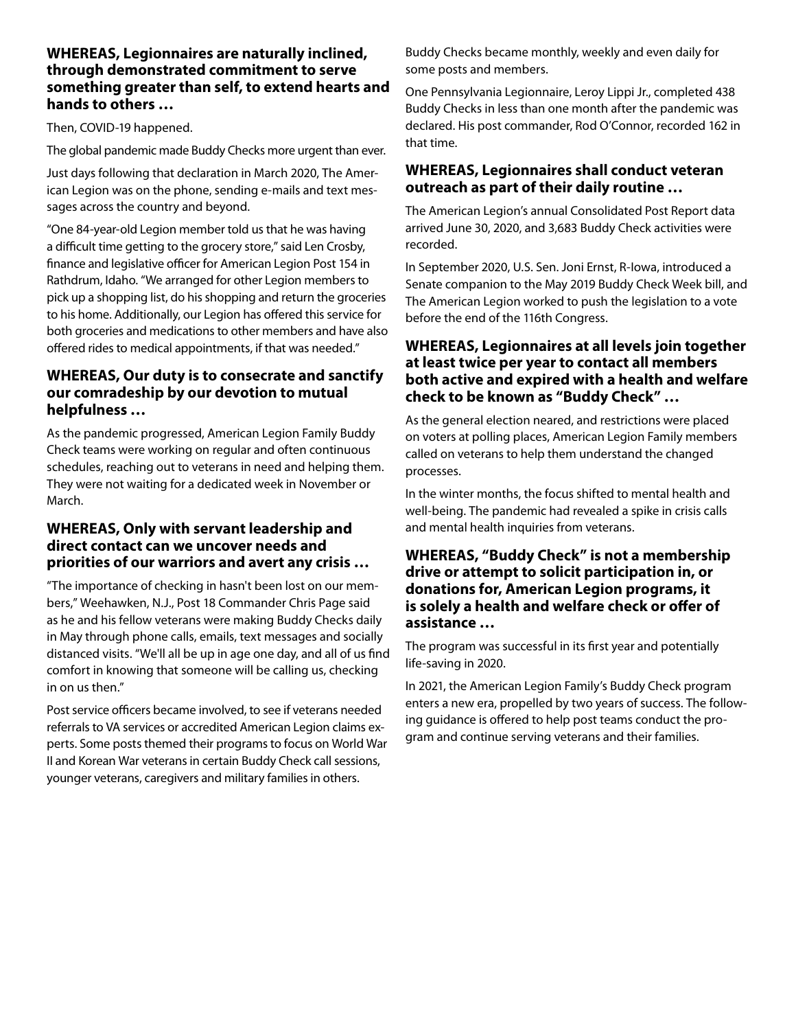**WHEREAS, Legionnaires are naturally inclined, through demonstrated commitment to serve something greater than self, to extend hearts and hands to others …**

Then, COVID-19 happened.

The global pandemic made Buddy Checks more urgent than ever.

Just days following that declaration in March 2020, The American Legion was on the phone, sending e-mails and text messages across the country and beyond.

"One 84-year-old Legion member told us that he was having a difficult time getting to the grocery store," said Len Crosby, finance and legislative officer for American Legion Post 154 in Rathdrum, Idaho. "We arranged for other Legion members to pick up a shopping list, do his shopping and return the groceries to his home. Additionally, our Legion has offered this service for both groceries and medications to other members and have also offered rides to medical appointments, if that was needed."

### WHEREAS, Our duty is to consecrate and sanctify our comradeship by our devotion to mutual helpfulness …

As the pandemic progressed, American Legion Family Buddy Check teams were working on regular and often continuous schedules, reaching out to veterans in need and helping them. They were not waiting for a dedicated week in November or March.

### WHEREAS, Only with servant leadership and direct contact can we uncover needs and priorities of our warriors and avert any crisis …

"The importance of checking in hasn't been lost on our members," Weehawken, N.J., Post 18 Commander Chris Page said as he and his fellow veterans were making Buddy Checks daily in May through phone calls, emails, text messages and socially distanced visits. "We'll all be up in age one day, and all of us find comfort in knowing that someone will be calling us, checking in on us then."

Post service officers became involved, to see if veterans needed referrals to VA services or accredited American Legion claims experts. Some posts themed their programs to focus on World War II and Korean War veterans in certain Buddy Check call sessions, younger veterans, caregivers and military families in others.

Buddy Checks became monthly, weekly and even daily for some posts and members.

One Pennsylvania Legionnaire, Leroy Lippi Jr., completed 438 Buddy Checks in less than one month after the pandemic was declared. His post commander, Rod O'Connor, recorded 162 in that time.

### WHEREAS, Legionnaires shall conduct veteran outreach as part of their daily routine …

The American Legion's annual Consolidated Post Report data arrived June 30, 2020, and 3,683 Buddy Check activities were recorded.

In September 2020, U.S. Sen. Joni Ernst, R-Iowa, introduced a Senate companion to the May 2019 Buddy Check Week bill, and The American Legion worked to push the legislation to a vote before the end of the 116th Congress.

### WHEREAS, Legionnaires at all levels join together at least twice per year to contact all members both active and expired with a health and welfare check to be known as "Buddy Check" …

As the general election neared, and restrictions were placed on voters at polling places, American Legion Family members called on veterans to help them understand the changed processes.

In the winter months, the focus shifted to mental health and well-being. The pandemic had revealed a spike in crisis calls and mental health inquiries from veterans.

### WHEREAS, "Buddy Check" is not a membership drive or attempt to solicit participation in, or donations for, American Legion programs, it is solely a health and welfare check or offer of assistance …

The program was successful in its first year and potentially life-saving in 2020.

In 2021, the American Legion Family's Buddy Check program enters a new era, propelled by two years of success. The following guidance is offered to help post teams conduct the program and continue serving veterans and their families.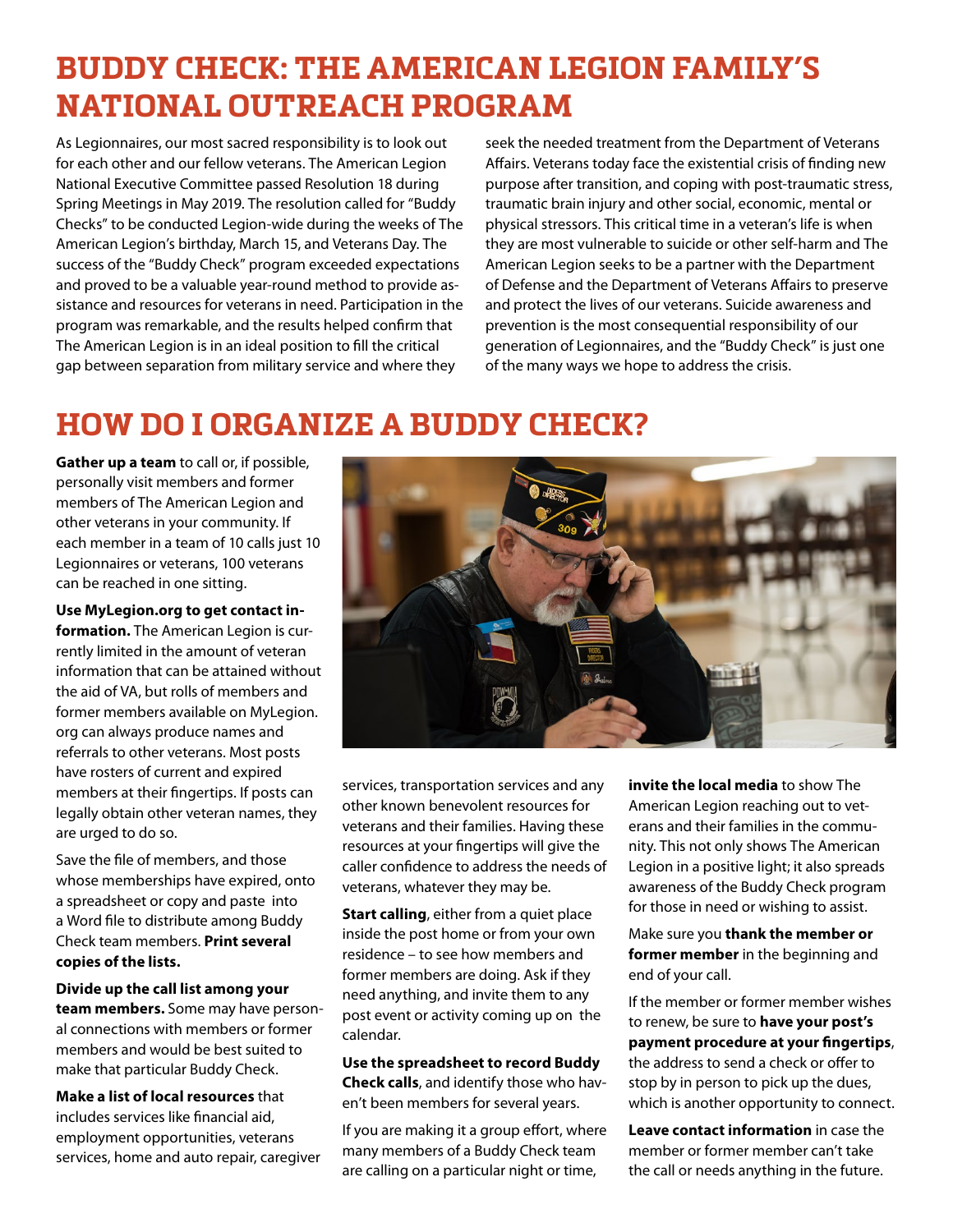# BUDDY CHECK: THE AMERICAN LEGION FAMILY'S NATIONAL OUTREACH PROGRAM

As Legionnaires, our most sacred responsibility is to look out for each other and our fellow veterans. The American Legion National Executive Committee passed Resolution 18 during Spring Meetings in May 2019. The resolution called for "Buddy Checks" to be conducted Legion-wide during the weeks of The American Legion's birthday, March 15, and Veterans Day. The success of the "Buddy Check" program exceeded expectations and proved to be a valuable year-round method to provide assistance and resources for veterans in need. Participation in the program was remarkable, and the results helped confirm that The American Legion is in an ideal position to fill the critical gap between separation from military service and where they seek the needed treatment from the Department of Veterans Affairs. Veterans today face the existential crisis of finding new purpose after transition, and coping with post-traumatic stress, traumatic brain injury and other social, economic, mental or physical stressors. This critical time in a veteran's life is when they are most vulnerable to suicide or other self-harm and The American Legion seeks to be a partner with the Department of Defense and the Department of Veterans Affairs to preserve and protect the lives of our veterans. Suicide awareness and prevention is the most consequential responsibility of our generation of Legionnaires, and the "Buddy Check" is just one of the many ways we hope to address the crisis.

# HOW DO I ORGANIZE A BUDDY CHECK?

**Gather up a team** to call or, if possible, personally visit members and former members of The American Legion and other veterans in your community. If each member in a team of 10 calls just 10 Legionnaires or veterans, 100 veterans can be reached in one sitting.

**Use MyLegion.org to get contact information.** The American Legion is currently limited in the amount of veteran information that can be attained without the aid of VA, but rolls of members and former members available on MyLegion.org can always produce names and referrals to other veterans. Most posts have rosters of current and expired members at their fingertips. If posts can legally obtain other veteran names, they are urged to do so.

Save the file of members, and those whose memberships have expired, onto a spreadsheet or copy and paste into a Word file to distribute among Buddy Check team members. **Print several copies of the lists.**

**Divide up the call list among your team members.** Some may have personal connections with members or former members and would be best suited to make that particular Buddy Check.

**Make a list of local resources** that includes services like financial aid, employment opportunities, veterans services, home and auto repair, caregiver services, transportation services and any other known benevolent resources for veterans and their families. Having these resources at your fingertips will give the caller confidence to address the needs of veterans, whatever they may be.

**Start calling**, either from a quiet place inside the post home or from your own residence – to see how members and former members are doing. Ask if they need anything, and invite them to any post event or activity coming up on the calendar.

**Use the spreadsheet to record Buddy Check calls**, and identify those who haven't been members for several years.

If you are making it a group effort, where many members of a Buddy Check team are calling on a particular night or time, **invite the local media** to show The American Legion reaching out to veterans and their families in the community. This not only shows The American Legion in a positive light; it also spreads awareness of the Buddy Check program for those in need or wishing to assist.

Make sure you **thank the member or former member** in the beginning and end of your call.

If the member or former member wishes to renew, be sure to **have your post's payment procedure at your fingertips**, the address to send a check or offer to stop by in person to pick up the dues, which is another opportunity to connect.

**Leave contact information** in case the member or former member can't take the call or needs anything in the future.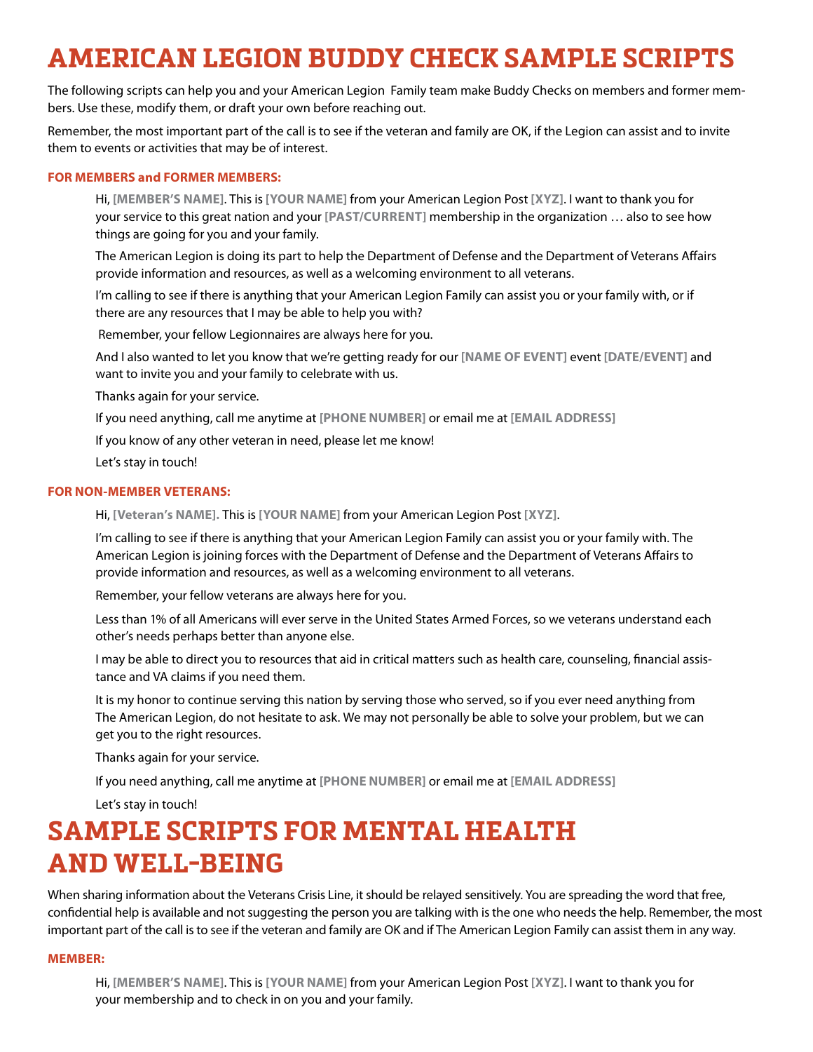# AMERICAN LEGION BUDDY CHECK SAMPLE SCRIPTS

The following scripts can help you and your American Legion Family team make Buddy Checks on members and former members. Use these, modify them, or draft your own before reaching out.

Remember, the most important part of the call is to see if the veteran and family are OK, if the Legion can assist and to invite them to events or activities that may be of interest.

### FOR MEMBERS and FORMER MEMBERS:

Hi, **[MEMBER'S NAME]**. This is **[YOUR NAME]** from your American Legion Post **[XYZ]**. I want to thank you for your service to this great nation and your **[PAST/CURRENT]** membership in the organization … also to see how things are going for you and your family.

The American Legion is doing its part to help the Department of Defense and the Department of Veterans Affairs provide information and resources, as well as a welcoming environment to all veterans.

I'm calling to see if there is anything that your American Legion Family can assist you or your family with, or if there are any resources that I may be able to help you with?

Remember, your fellow Legionnaires are always here for you.

And I also wanted to let you know that we're getting ready for our **[NAME OF EVENT]** event **[DATE/EVENT]** and want to invite you and your family to celebrate with us.

Thanks again for your service.

If you need anything, call me anytime at **[PHONE NUMBER]** or email me at **[EMAIL ADDRESS]**

If you know of any other veteran in need, please let me know!

Let's stay in touch!

### FOR NON-MEMBER VETERANS:

Hi, **[Veteran's NAME].** This is **[YOUR NAME]** from your American Legion Post **[XYZ]**.

I'm calling to see if there is anything that your American Legion Family can assist you or your family with. The American Legion is joining forces with the Department of Defense and the Department of Veterans Affairs to provide information and resources, as well as a welcoming environment to all veterans.

Remember, your fellow veterans are always here for you.

Less than 1% of all Americans will ever serve in the United States Armed Forces, so we veterans understand each other's needs perhaps better than anyone else.

I may be able to direct you to resources that aid in critical matters such as health care, counseling, financial assistance and VA claims if you need them.

It is my honor to continue serving this nation by serving those who served, so if you ever need anything from The American Legion, do not hesitate to ask. We may not personally be able to solve your problem, but we can get you to the right resources.

Thanks again for your service.

If you need anything, call me anytime at **[PHONE NUMBER]** or email me at **[EMAIL ADDRESS]**

Let's stay in touch!

# SAMPLE SCRIPTS FOR MENTAL HEALTH AND WELL-BEING

When sharing information about the Veterans Crisis Line, it should be relayed sensitively. You are spreading the word that free, confidential help is available and not suggesting the person you are talking with is the one who needs the help. Remember, the most important part of the call is to see if the veteran and family are OK and if The American Legion Family can assist them in any way.

### MEMBER:

Hi, **[MEMBER'S NAME]**. This is **[YOUR NAME]** from your American Legion Post **[XYZ]**. I want to thank you for your membership and to check in on you and your family.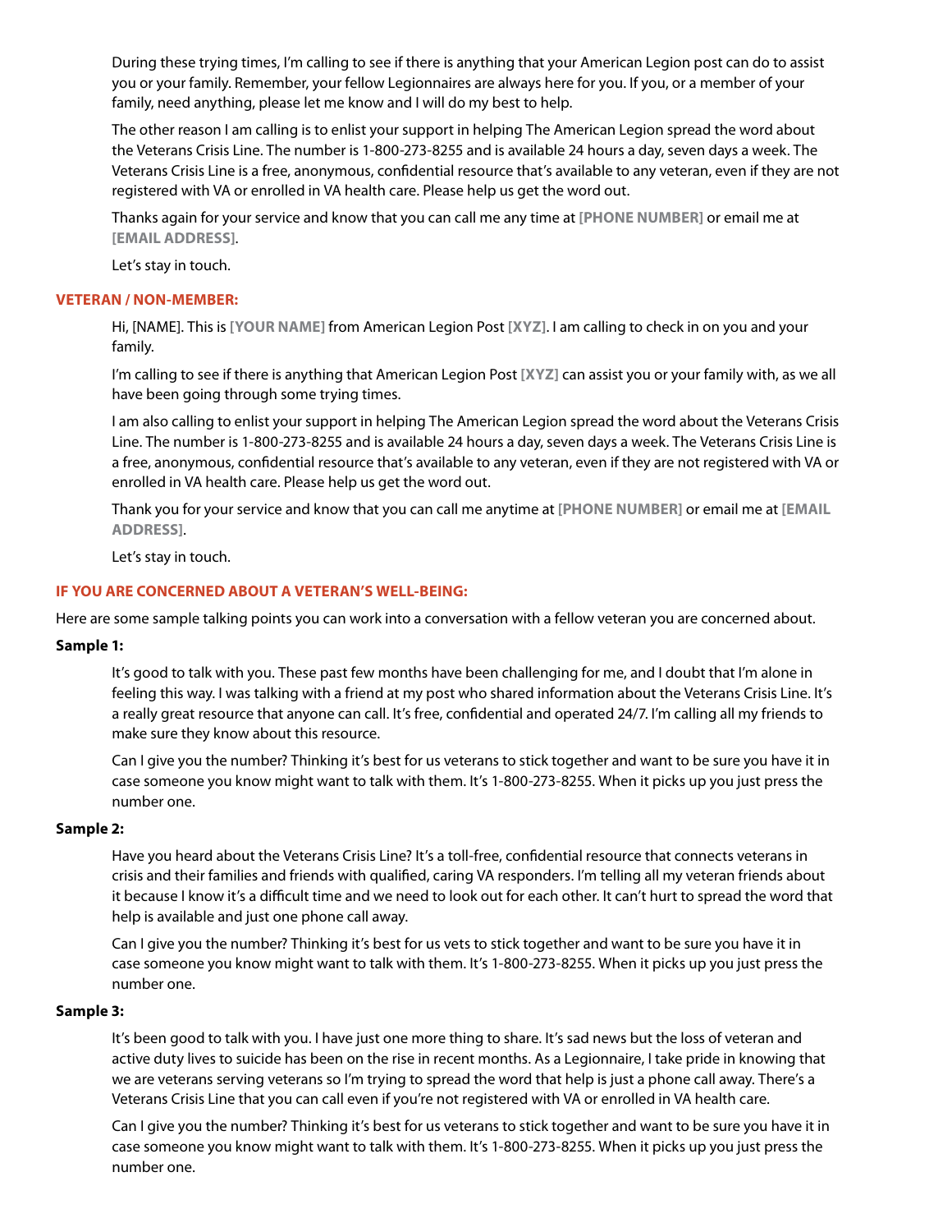During these trying times, I'm calling to see if there is anything that your American Legion post can do to assist you or your family. Remember, your fellow Legionnaires are always here for you. If you, or a member of your family, need anything, please let me know and I will do my best to help.

The other reason I am calling is to enlist your support in helping The American Legion spread the word about the Veterans Crisis Line. The number is 1-800-273-8255 and is available 24 hours a day, seven days a week. The Veterans Crisis Line is a free, anonymous, confidential resource that's available to any veteran, even if they are not registered with VA or enrolled in VA health care. Please help us get the word out.

Thanks again for your service and know that you can call me any time at **[PHONE NUMBER]** or email me at **[EMAIL ADDRESS]**.

Let's stay in touch.

### VETERAN / NON-MEMBER:

Hi, [NAME]. This is **[YOUR NAME]** from American Legion Post **[XYZ]**. I am calling to check in on you and your family.

I'm calling to see if there is anything that American Legion Post **[XYZ]** can assist you or your family with, as we all have been going through some trying times.

I am also calling to enlist your support in helping The American Legion spread the word about the Veterans Crisis Line. The number is 1-800-273-8255 and is available 24 hours a day, seven days a week. The Veterans Crisis Line is a free, anonymous, confidential resource that's available to any veteran, even if they are not registered with VA or enrolled in VA health care. Please help us get the word out.

Thank you for your service and know that you can call me anytime at **[PHONE NUMBER]** or email me at **[EMAIL ADDRESS]**.

Let's stay in touch.

### IF YOU ARE CONCERNED ABOUT A VETERAN'S WELL-BEING:

Here are some sample talking points you can work into a conversation with a fellow veteran you are concerned about.

**Sample 1:**

It's good to talk with you. These past few months have been challenging for me, and I doubt that I'm alone in feeling this way. I was talking with a friend at my post who shared information about the Veterans Crisis Line. It's a really great resource that anyone can call. It's free, confidential and operated 24/7. I'm calling all my friends to make sure they know about this resource.

Can I give you the number? Thinking it's best for us veterans to stick together and want to be sure you have it in case someone you know might want to talk with them. It's 1-800-273-8255. When it picks up you just press the number one.

**Sample 2:**

Have you heard about the Veterans Crisis Line? It's a toll-free, confidential resource that connects veterans in crisis and their families and friends with qualified, caring VA responders. I'm telling all my veteran friends about it because I know it's a difficult time and we need to look out for each other. It can't hurt to spread the word that help is available and just one phone call away.

Can I give you the number? Thinking it's best for us vets to stick together and want to be sure you have it in case someone you know might want to talk with them. It's 1-800-273-8255. When it picks up you just press the number one.

**Sample 3:**

It's been good to talk with you. I have just one more thing to share. It's sad news but the loss of veteran and active duty lives to suicide has been on the rise in recent months. As a Legionnaire, I take pride in knowing that we are veterans serving veterans so I'm trying to spread the word that help is just a phone call away. There's a Veterans Crisis Line that you can call even if you're not registered with VA or enrolled in VA health care.

Can I give you the number? Thinking it's best for us veterans to stick together and want to be sure you have it in case someone you know might want to talk with them. It's 1-800-273-8255. When it picks up you just press the number one.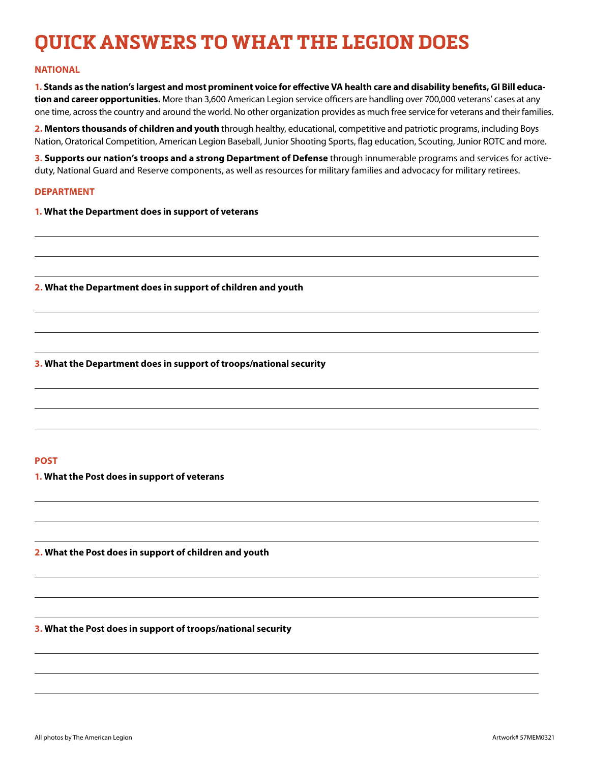# QUICK ANSWERS TO WHAT THE LEGION DOES

## NATIONAL

**1. Stands as the nation's largest and most prominent voice for effective VA health care and disability benefits, GI Bill education and career opportunities.** More than 3,600 American Legion service officers are handling over 700,000 veterans' cases at any one time, across the country and around the world. No other organization provides as much free service for veterans and their families.

**2. Mentors thousands of children and youth** through healthy, educational, competitive and patriotic programs, including Boys Nation, Oratorical Competition, American Legion Baseball, Junior Shooting Sports, flag education, Scouting, Junior ROTC and more.

**3. Supports our nation's troops and a strong Department of Defense** through innumerable programs and services for active-duty, National Guard and Reserve components, as well as resources for military families and advocacy for military retirees.

## DEPARTMENT

**1. What the Department does in support of veterans**

**2. What the Department does in support of children and youth**

**3. What the Department does in support of troops/national security**

## POST

**1. What the Post does in support of veterans**

**2. What the Post does in support of children and youth**

**3. What the Post does in support of troops/national security**

All photos by The American Legion

Artwork# 57MEM0321